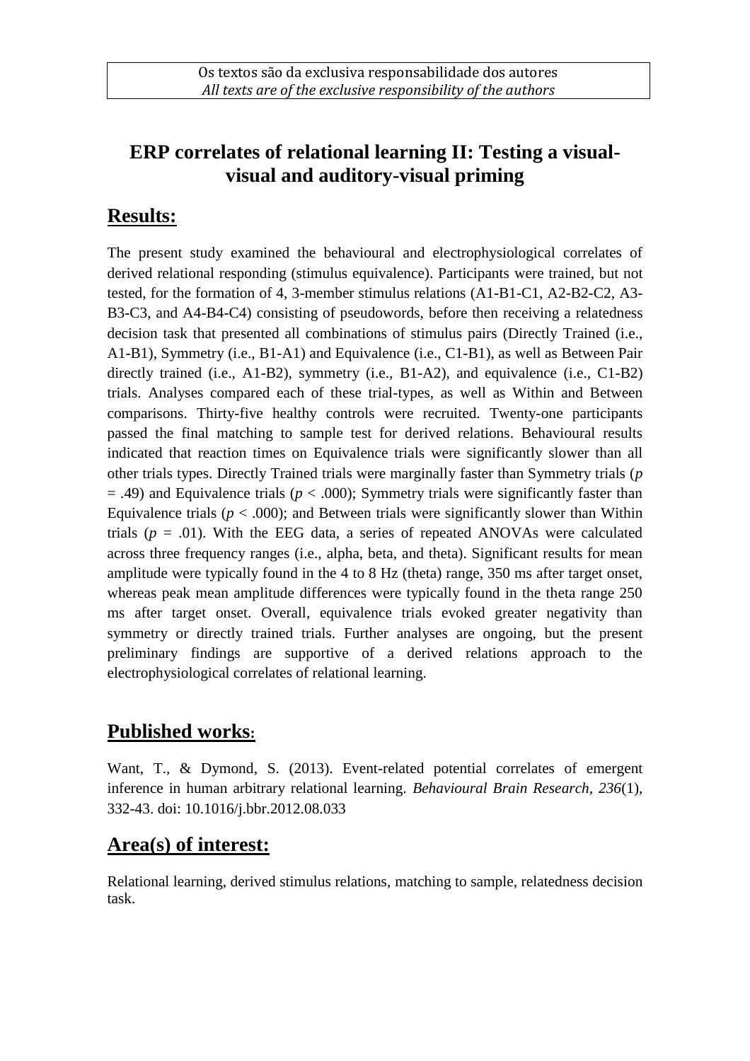Os textos são da exclusiva responsabilidade dos autores
*All texts are of the exclusive responsibility of the authors*

# ERP correlates of relational learning II: Testing a visual-visual and auditory-visual priming

## Results:

The present study examined the behavioural and electrophysiological correlates of derived relational responding (stimulus equivalence). Participants were trained, but not tested, for the formation of 4, 3-member stimulus relations (A1-B1-C1, A2-B2-C2, A3-B3-C3, and A4-B4-C4) consisting of pseudowords, before then receiving a relatedness decision task that presented all combinations of stimulus pairs (Directly Trained (i.e., A1-B1), Symmetry (i.e., B1-A1) and Equivalence (i.e., C1-B1), as well as Between Pair directly trained (i.e., A1-B2), symmetry (i.e., B1-A2), and equivalence (i.e., C1-B2) trials. Analyses compared each of these trial-types, as well as Within and Between comparisons. Thirty-five healthy controls were recruited. Twenty-one participants passed the final matching to sample test for derived relations. Behavioural results indicated that reaction times on Equivalence trials were significantly slower than all other trials types. Directly Trained trials were marginally faster than Symmetry trials ($p = .49$) and Equivalence trials ($p < .000$); Symmetry trials were significantly faster than Equivalence trials ($p < .000$); and Between trials were significantly slower than Within trials ($p = .01$). With the EEG data, a series of repeated ANOVAs were calculated across three frequency ranges (i.e., alpha, beta, and theta). Significant results for mean amplitude were typically found in the 4 to 8 Hz (theta) range, 350 ms after target onset, whereas peak mean amplitude differences were typically found in the theta range 250 ms after target onset. Overall, equivalence trials evoked greater negativity than symmetry or directly trained trials. Further analyses are ongoing, but the present preliminary findings are supportive of a derived relations approach to the electrophysiological correlates of relational learning.

## Published works:

Want, T., & Dymond, S. (2013). Event-related potential correlates of emergent inference in human arbitrary relational learning. *Behavioural Brain Research, 236*(1), 332-43. doi: 10.1016/j.bbr.2012.08.033

## Area(s) of interest:

Relational learning, derived stimulus relations, matching to sample, relatedness decision task.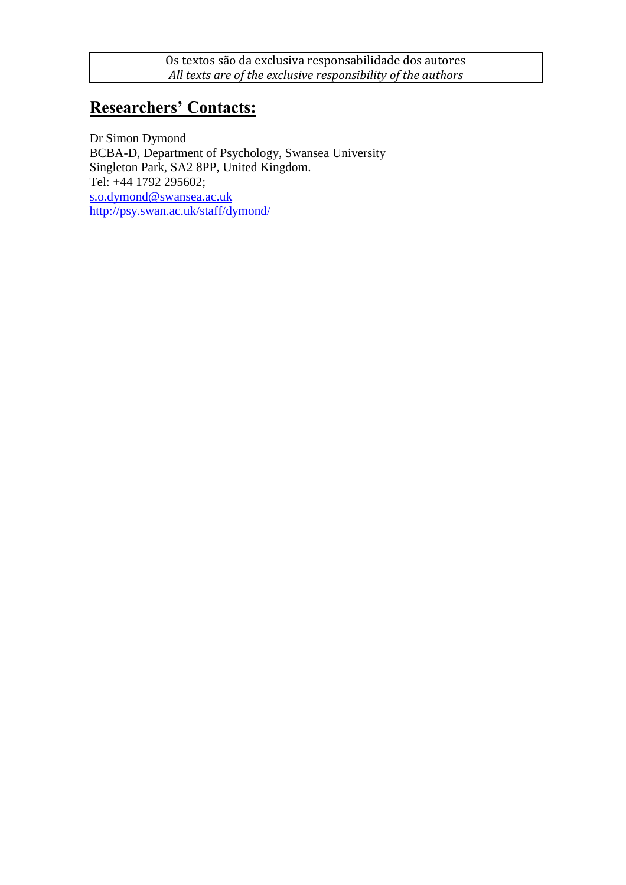Os textos são da exclusiva responsabilidade dos autores
*All texts are of the exclusive responsibility of the authors*

## Researchers' Contacts:

Dr Simon Dymond
BCBA-D, Department of Psychology, Swansea University
Singleton Park, SA2 8PP, United Kingdom.
Tel: +44 1792 295602;
s.o.dymond@swansea.ac.uk
http://psy.swan.ac.uk/staff/dymond/